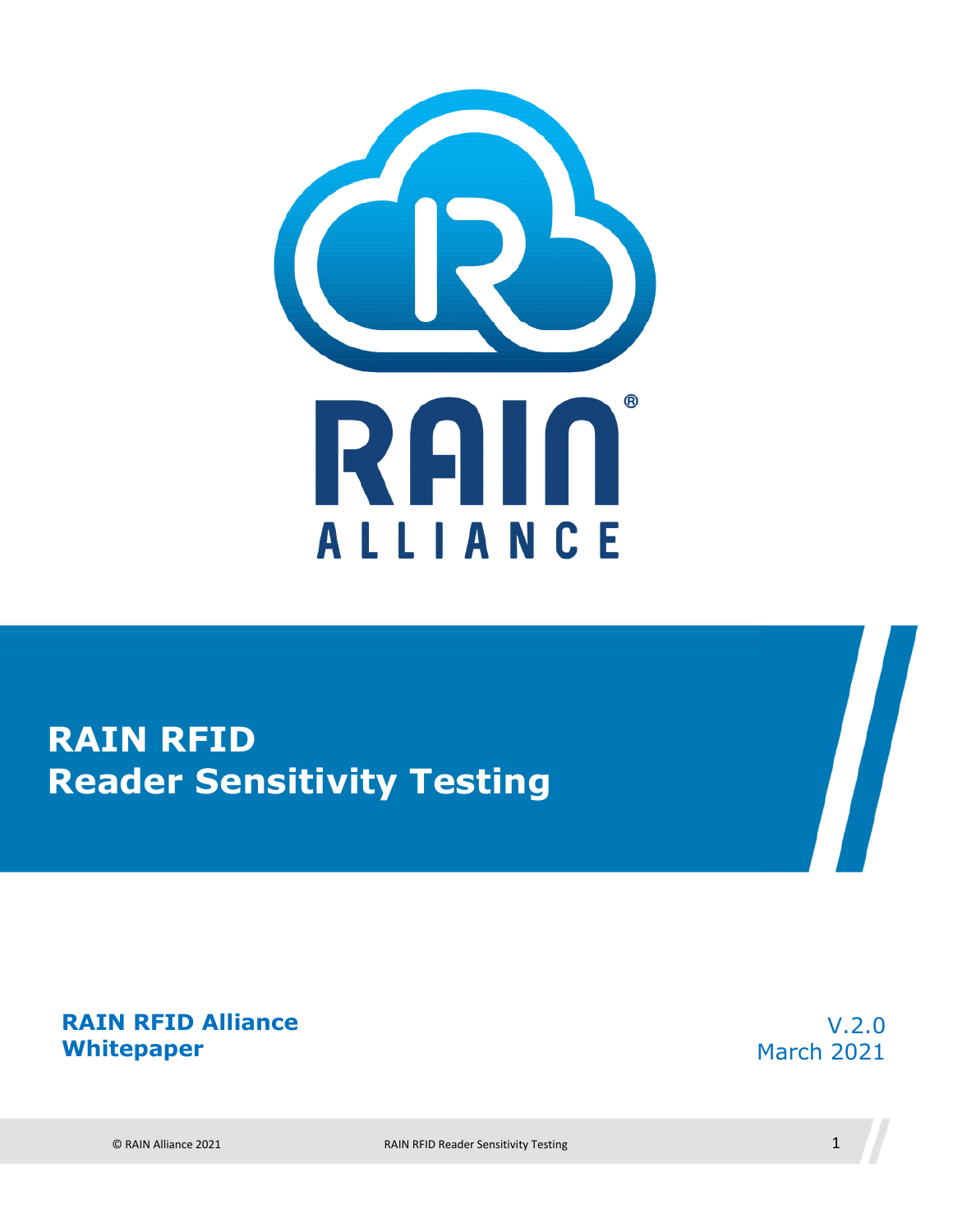# RAIN RFID Reader Sensitivity Testing

**RAIN RFID Alliance Whitepaper**

V.2.0
March 2021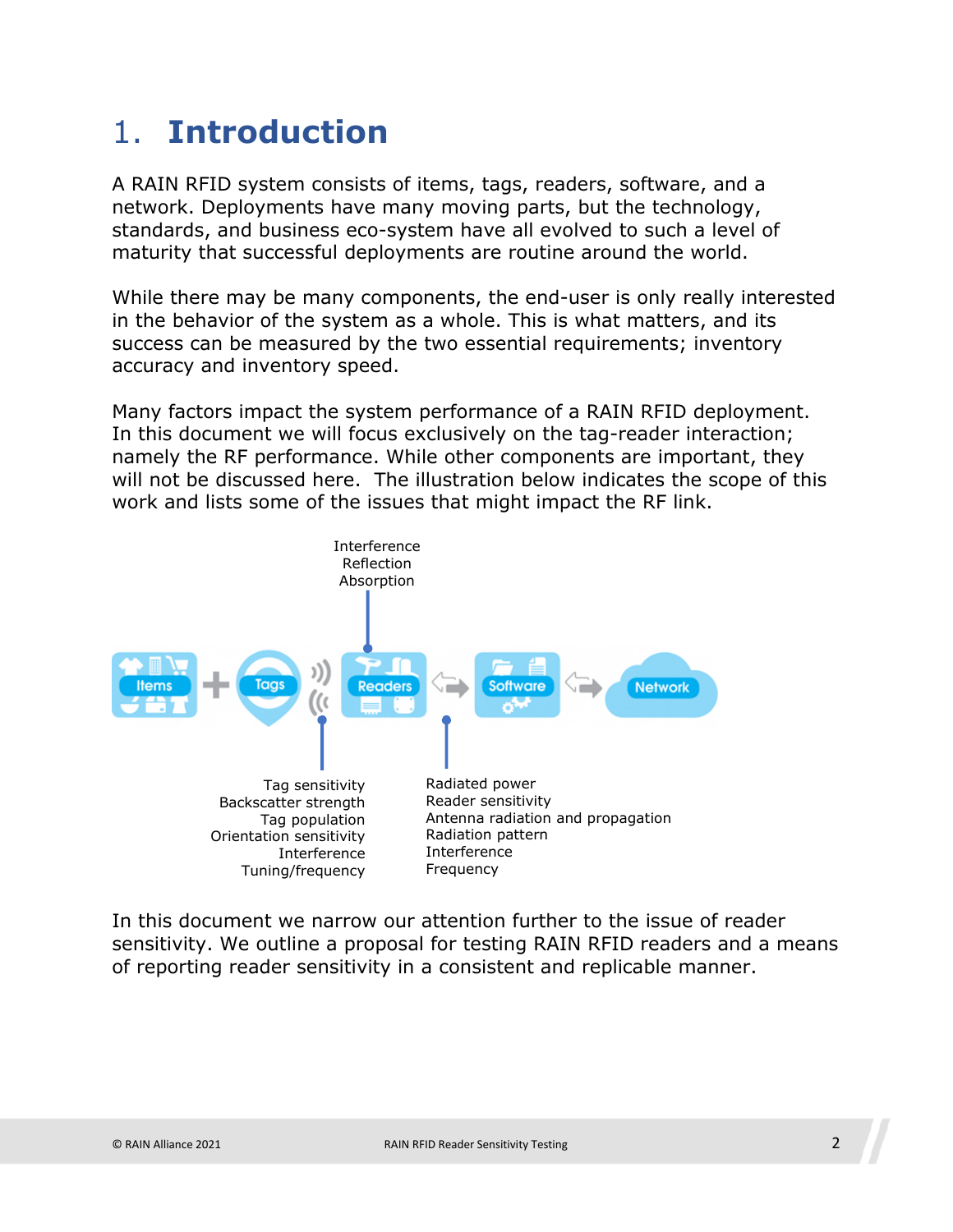# 1. Introduction

A RAIN RFID system consists of items, tags, readers, software, and a network. Deployments have many moving parts, but the technology, standards, and business eco-system have all evolved to such a level of maturity that successful deployments are routine around the world.

While there may be many components, the end-user is only really interested in the behavior of the system as a whole. This is what matters, and its success can be measured by the two essential requirements; inventory accuracy and inventory speed.

Many factors impact the system performance of a RAIN RFID deployment. In this document we will focus exclusively on the tag-reader interaction; namely the RF performance. While other components are important, they will not be discussed here. The illustration below indicates the scope of this work and lists some of the issues that might impact the RF link.

Interference
Reflection
Absorption

Items + Tags — Readers — Software — Network

Tag sensitivity
Backscatter strength
Tag population
Orientation sensitivity
Interference
Tuning/frequency

Radiated power
Reader sensitivity
Antenna radiation and propagation
Radiation pattern
Interference
Frequency

In this document we narrow our attention further to the issue of reader sensitivity. We outline a proposal for testing RAIN RFID readers and a means of reporting reader sensitivity in a consistent and replicable manner.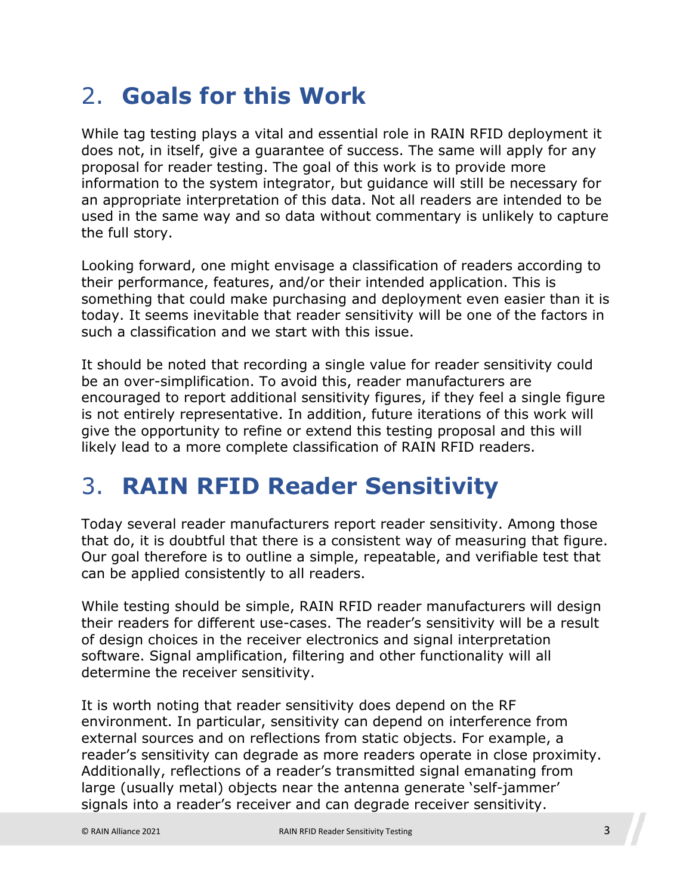## 2. **Goals for this Work**

While tag testing plays a vital and essential role in RAIN RFID deployment it does not, in itself, give a guarantee of success. The same will apply for any proposal for reader testing. The goal of this work is to provide more information to the system integrator, but guidance will still be necessary for an appropriate interpretation of this data. Not all readers are intended to be used in the same way and so data without commentary is unlikely to capture the full story.

Looking forward, one might envisage a classification of readers according to their performance, features, and/or their intended application. This is something that could make purchasing and deployment even easier than it is today. It seems inevitable that reader sensitivity will be one of the factors in such a classification and we start with this issue.

It should be noted that recording a single value for reader sensitivity could be an over-simplification. To avoid this, reader manufacturers are encouraged to report additional sensitivity figures, if they feel a single figure is not entirely representative. In addition, future iterations of this work will give the opportunity to refine or extend this testing proposal and this will likely lead to a more complete classification of RAIN RFID readers.

## 3. **RAIN RFID Reader Sensitivity**

Today several reader manufacturers report reader sensitivity. Among those that do, it is doubtful that there is a consistent way of measuring that figure. Our goal therefore is to outline a simple, repeatable, and verifiable test that can be applied consistently to all readers.

While testing should be simple, RAIN RFID reader manufacturers will design their readers for different use-cases. The reader's sensitivity will be a result of design choices in the receiver electronics and signal interpretation software. Signal amplification, filtering and other functionality will all determine the receiver sensitivity.

It is worth noting that reader sensitivity does depend on the RF environment. In particular, sensitivity can depend on interference from external sources and on reflections from static objects. For example, a reader's sensitivity can degrade as more readers operate in close proximity. Additionally, reflections of a reader's transmitted signal emanating from large (usually metal) objects near the antenna generate 'self-jammer' signals into a reader's receiver and can degrade receiver sensitivity.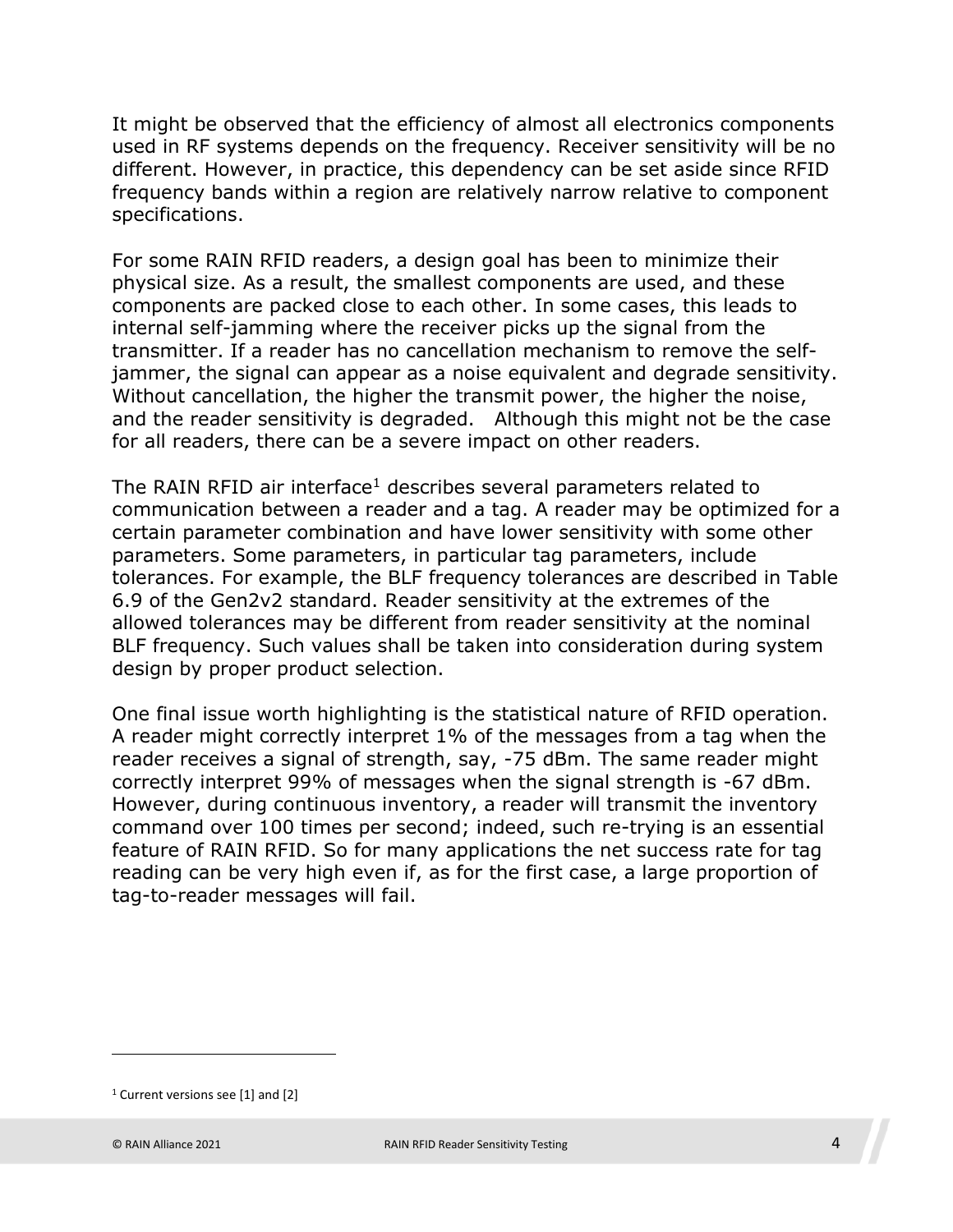It might be observed that the efficiency of almost all electronics components used in RF systems depends on the frequency. Receiver sensitivity will be no different. However, in practice, this dependency can be set aside since RFID frequency bands within a region are relatively narrow relative to component specifications.

For some RAIN RFID readers, a design goal has been to minimize their physical size. As a result, the smallest components are used, and these components are packed close to each other. In some cases, this leads to internal self-jamming where the receiver picks up the signal from the transmitter. If a reader has no cancellation mechanism to remove the self-jammer, the signal can appear as a noise equivalent and degrade sensitivity. Without cancellation, the higher the transmit power, the higher the noise, and the reader sensitivity is degraded. Although this might not be the case for all readers, there can be a severe impact on other readers.

The RAIN RFID air interface[1] describes several parameters related to communication between a reader and a tag. A reader may be optimized for a certain parameter combination and have lower sensitivity with some other parameters. Some parameters, in particular tag parameters, include tolerances. For example, the BLF frequency tolerances are described in Table 6.9 of the Gen2v2 standard. Reader sensitivity at the extremes of the allowed tolerances may be different from reader sensitivity at the nominal BLF frequency. Such values shall be taken into consideration during system design by proper product selection.

One final issue worth highlighting is the statistical nature of RFID operation. A reader might correctly interpret 1% of the messages from a tag when the reader receives a signal of strength, say, -75 dBm. The same reader might correctly interpret 99% of messages when the signal strength is -67 dBm. However, during continuous inventory, a reader will transmit the inventory command over 100 times per second; indeed, such re-trying is an essential feature of RAIN RFID. So for many applications the net success rate for tag reading can be very high even if, as for the first case, a large proportion of tag-to-reader messages will fail.

---

[1] Current versions see [1] and [2]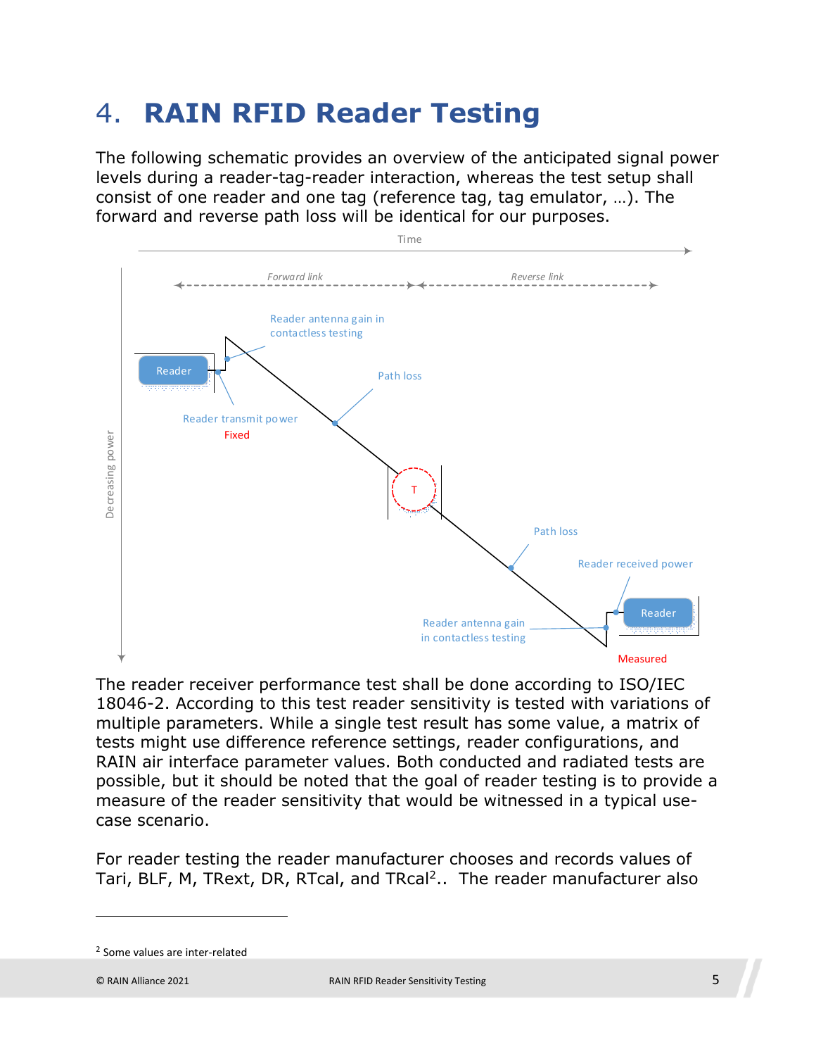# 4. RAIN RFID Reader Testing

The following schematic provides an overview of the anticipated signal power levels during a reader-tag-reader interaction, whereas the test setup shall consist of one reader and one tag (reference tag, tag emulator, …). The forward and reverse path loss will be identical for our purposes.

Time

*Forward link* — *Reverse link*

Decreasing power

Reader — Reader transmit power (Fixed) — Reader antenna gain in contactless testing — Path loss — T — Path loss — Reader antenna gain in contactless testing — Reader received power — Reader (Measured)

The reader receiver performance test shall be done according to ISO/IEC 18046-2. According to this test reader sensitivity is tested with variations of multiple parameters. While a single test result has some value, a matrix of tests might use difference reference settings, reader configurations, and RAIN air interface parameter values. Both conducted and radiated tests are possible, but it should be noted that the goal of reader testing is to provide a measure of the reader sensitivity that would be witnessed in a typical use-case scenario.

For reader testing the reader manufacturer chooses and records values of Tari, BLF, M, TRext, DR, RTcal, and TRcal[2].. The reader manufacturer also

---

[2] Some values are inter-related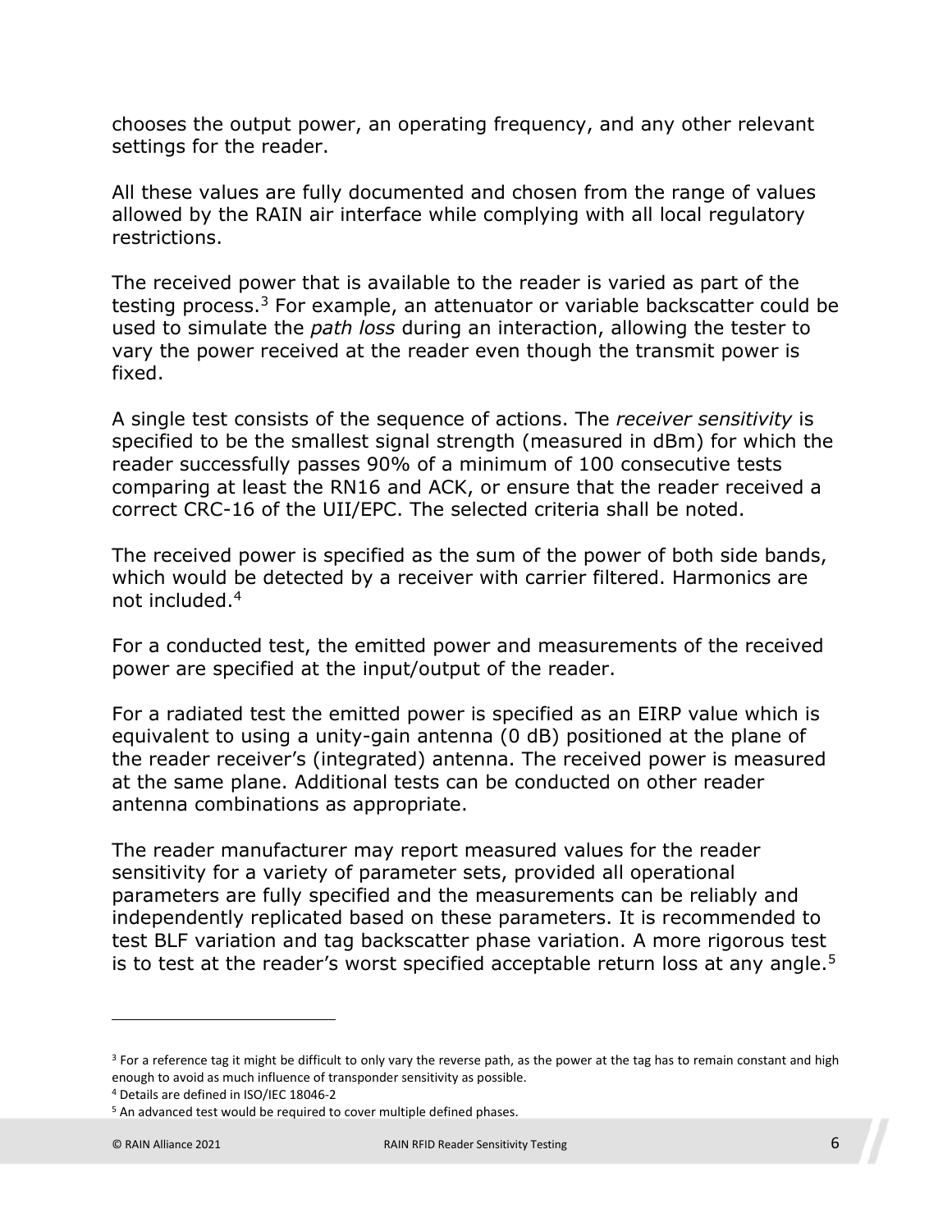chooses the output power, an operating frequency, and any other relevant settings for the reader.

All these values are fully documented and chosen from the range of values allowed by the RAIN air interface while complying with all local regulatory restrictions.

The received power that is available to the reader is varied as part of the testing process.[3] For example, an attenuator or variable backscatter could be used to simulate the *path loss* during an interaction, allowing the tester to vary the power received at the reader even though the transmit power is fixed.

A single test consists of the sequence of actions. The *receiver sensitivity* is specified to be the smallest signal strength (measured in dBm) for which the reader successfully passes 90% of a minimum of 100 consecutive tests comparing at least the RN16 and ACK, or ensure that the reader received a correct CRC-16 of the UII/EPC. The selected criteria shall be noted.

The received power is specified as the sum of the power of both side bands, which would be detected by a receiver with carrier filtered. Harmonics are not included.[4]

For a conducted test, the emitted power and measurements of the received power are specified at the input/output of the reader.

For a radiated test the emitted power is specified as an EIRP value which is equivalent to using a unity-gain antenna (0 dB) positioned at the plane of the reader receiver's (integrated) antenna. The received power is measured at the same plane. Additional tests can be conducted on other reader antenna combinations as appropriate.

The reader manufacturer may report measured values for the reader sensitivity for a variety of parameter sets, provided all operational parameters are fully specified and the measurements can be reliably and independently replicated based on these parameters. It is recommended to test BLF variation and tag backscatter phase variation. A more rigorous test is to test at the reader's worst specified acceptable return loss at any angle.[5]

---

[3] For a reference tag it might be difficult to only vary the reverse path, as the power at the tag has to remain constant and high enough to avoid as much influence of transponder sensitivity as possible.

[4] Details are defined in ISO/IEC 18046-2

[5] An advanced test would be required to cover multiple defined phases.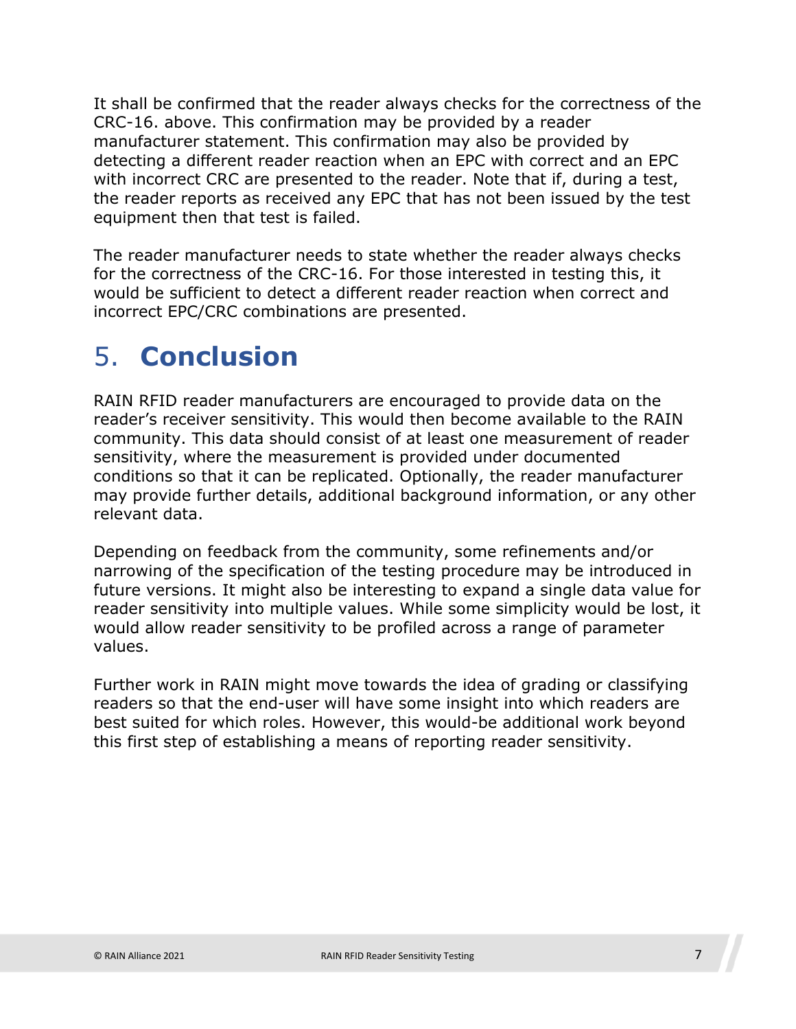It shall be confirmed that the reader always checks for the correctness of the CRC-16. above. This confirmation may be provided by a reader manufacturer statement. This confirmation may also be provided by detecting a different reader reaction when an EPC with correct and an EPC with incorrect CRC are presented to the reader. Note that if, during a test, the reader reports as received any EPC that has not been issued by the test equipment then that test is failed.

The reader manufacturer needs to state whether the reader always checks for the correctness of the CRC-16. For those interested in testing this, it would be sufficient to detect a different reader reaction when correct and incorrect EPC/CRC combinations are presented.

# 5. **Conclusion**

RAIN RFID reader manufacturers are encouraged to provide data on the reader's receiver sensitivity. This would then become available to the RAIN community. This data should consist of at least one measurement of reader sensitivity, where the measurement is provided under documented conditions so that it can be replicated. Optionally, the reader manufacturer may provide further details, additional background information, or any other relevant data.

Depending on feedback from the community, some refinements and/or narrowing of the specification of the testing procedure may be introduced in future versions. It might also be interesting to expand a single data value for reader sensitivity into multiple values. While some simplicity would be lost, it would allow reader sensitivity to be profiled across a range of parameter values.

Further work in RAIN might move towards the idea of grading or classifying readers so that the end-user will have some insight into which readers are best suited for which roles. However, this would-be additional work beyond this first step of establishing a means of reporting reader sensitivity.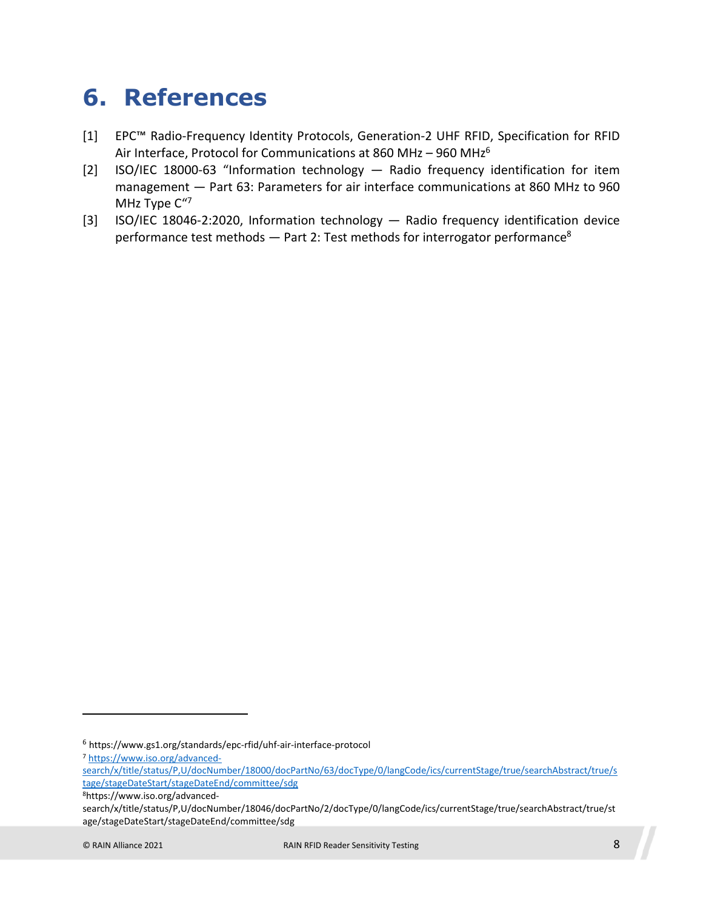# 6. References

[1] EPC™ Radio-Frequency Identity Protocols, Generation-2 UHF RFID, Specification for RFID Air Interface, Protocol for Communications at 860 MHz – 960 MHz[6]

[2] ISO/IEC 18000-63 "Information technology — Radio frequency identification for item management — Part 63: Parameters for air interface communications at 860 MHz to 960 MHz Type C"[7]

[3] ISO/IEC 18046-2:2020, Information technology — Radio frequency identification device performance test methods — Part 2: Test methods for interrogator performance[8]

---

[6] https://www.gs1.org/standards/epc-rfid/uhf-air-interface-protocol

[7] https://www.iso.org/advanced-search/x/title/status/P,U/docNumber/18000/docPartNo/63/docType/0/langCode/ics/currentStage/true/searchAbstract/true/stage/stageDateStart/stageDateEnd/committee/sdg

[8] https://www.iso.org/advanced-search/x/title/status/P,U/docNumber/18046/docPartNo/2/docType/0/langCode/ics/currentStage/true/searchAbstract/true/stage/stageDateStart/stageDateEnd/committee/sdg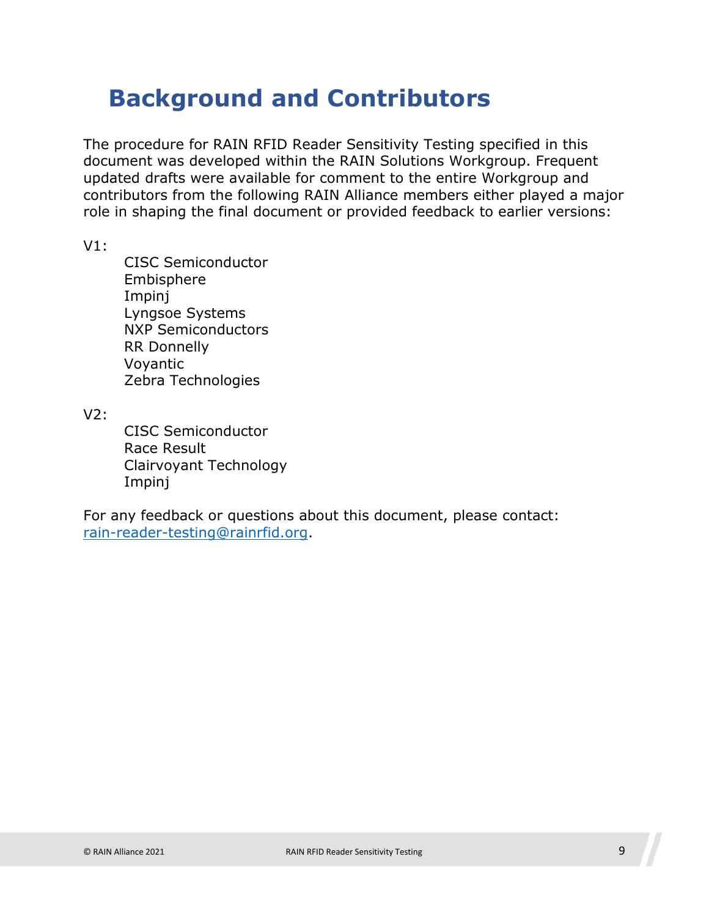# Background and Contributors

The procedure for RAIN RFID Reader Sensitivity Testing specified in this document was developed within the RAIN Solutions Workgroup. Frequent updated drafts were available for comment to the entire Workgroup and contributors from the following RAIN Alliance members either played a major role in shaping the final document or provided feedback to earlier versions:

V1:

- CISC Semiconductor
- Embisphere
- Impinj
- Lyngsoe Systems
- NXP Semiconductors
- RR Donnelly
- Voyantic
- Zebra Technologies

V2:

- CISC Semiconductor
- Race Result
- Clairvoyant Technology
- Impinj

For any feedback or questions about this document, please contact: rain-reader-testing@rainrfid.org.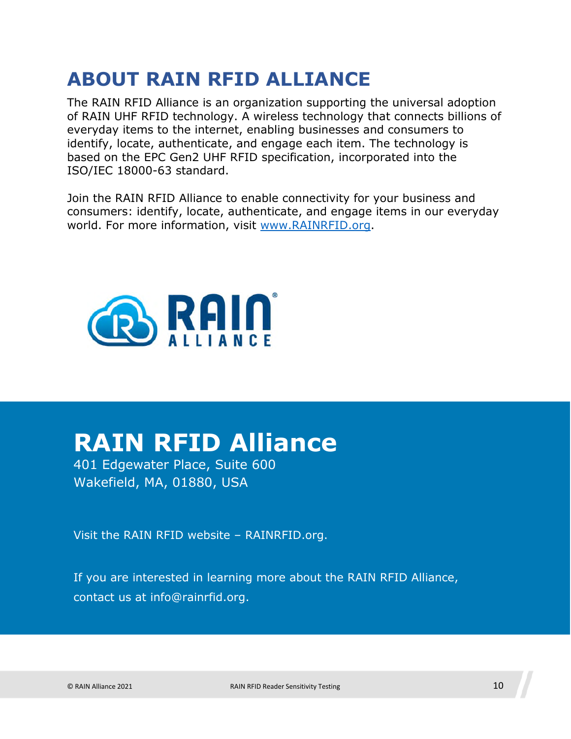# ABOUT RAIN RFID ALLIANCE

The RAIN RFID Alliance is an organization supporting the universal adoption of RAIN UHF RFID technology. A wireless technology that connects billions of everyday items to the internet, enabling businesses and consumers to identify, locate, authenticate, and engage each item. The technology is based on the EPC Gen2 UHF RFID specification, incorporated into the ISO/IEC 18000-63 standard.

Join the RAIN RFID Alliance to enable connectivity for your business and consumers: identify, locate, authenticate, and engage items in our everyday world. For more information, visit [www.RAINRFID.org](http://www.RAINRFID.org).

# RAIN RFID Alliance

401 Edgewater Place, Suite 600
Wakefield, MA, 01880, USA

Visit the RAIN RFID website – RAINRFID.org.

If you are interested in learning more about the RAIN RFID Alliance, contact us at info@rainrfid.org.